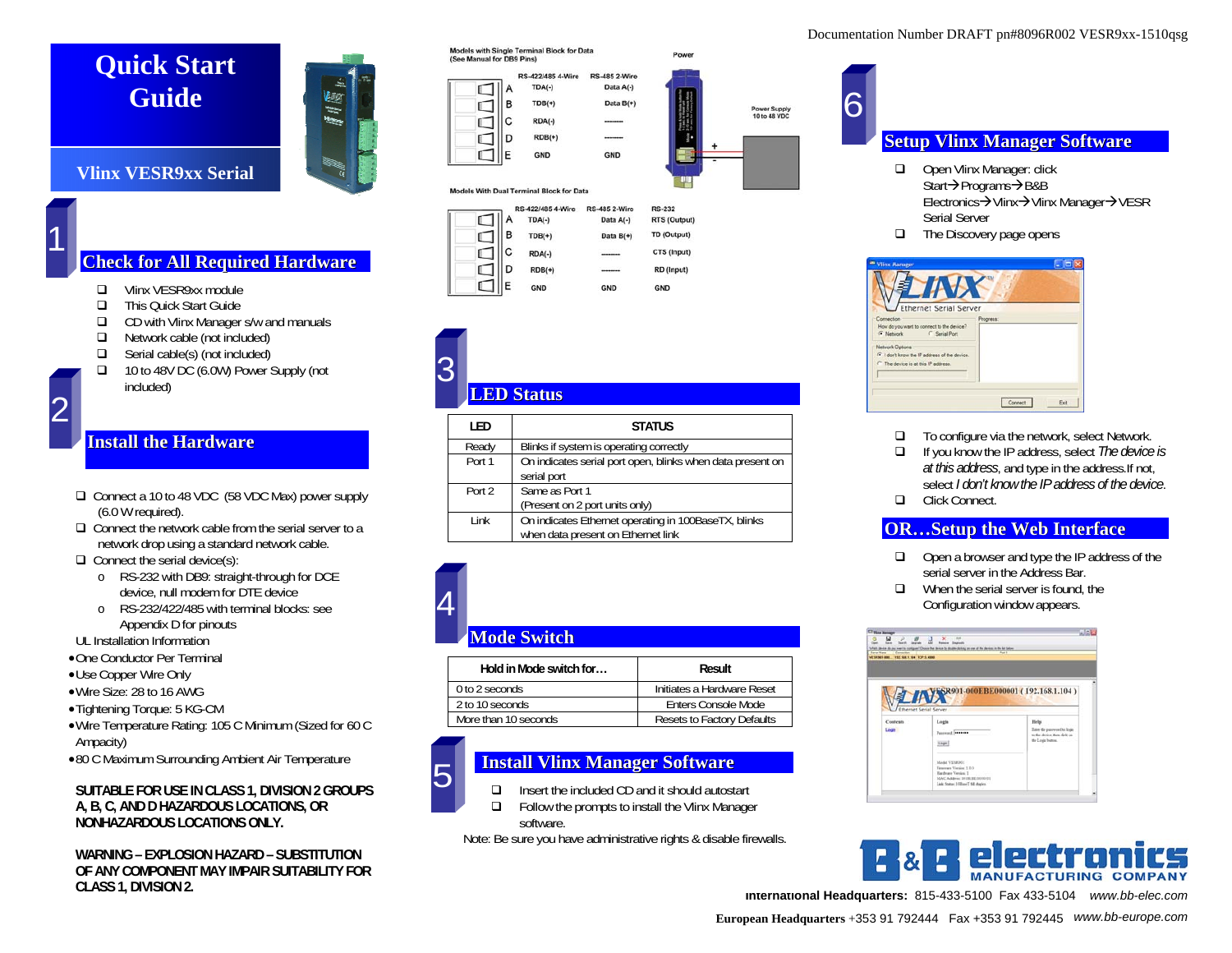Documentation Number DRAFT pn#8096R002 VESR9xx-1510qsg

# Quick Start Guide

## Vlinx VESR9xx Serial

## 1 Check for All Required Hardware

- ❑ Vlinx VESR9xx module
- ❑ This Quick Start Guide
- ❑ CD with Vlinx Manager s/w and manuals
- ❑ Network cable (not included)
- ❑ Serial cable(s) (not included)
- ❑ 10 to 48V DC (6.0W) Power Supply (not included)

## 2 Install the Hardware

- ❑ Connect a 10 to 48 VDC (58 VDC Max) power supply (6.0 W required).
- ❑ Connect the network cable from the serial server to a network drop using a standard network cable.
- ❑ Connect the serial device(s):
  - o RS-232 with DB9: straight-through for DCE device, null modem for DTE device
  - o RS-232/422/485 with terminal blocks: see Appendix D for pinouts

UL Installation Information

- One Conductor Per Terminal
- Use Copper Wire Only
- Wire Size: 28 to 16 AWG
- Tightening Torque: 5 KG-CM
- Wire Temperature Rating: 105 C Minimum (Sized for 60 C Ampacity)
- 80 C Maximum Surrounding Ambient Air Temperature

**SUITABLE FOR USE IN CLASS 1, DIVISION 2 GROUPS A, B, C, AND D HAZARDOUS LOCATIONS, OR NONHAZARDOUS LOCATIONS ONLY.**

**WARNING – EXPLOSION HAZARD – SUBSTITUTION OF ANY COMPONENT MAY IMPAIR SUITABILITY FOR CLASS 1, DIVISION 2.**

Models with Single Terminal Block for Data
(See Manual for DB9 Pins)

| | RS-422/485 4-Wire | RS-485 2-Wire |
|---|---|---|
| A | TDA(-) | Data A(-) |
| B | TDB(+) | Data B(+) |
| C | RDA(-) | -------- |
| D | RDB(+) | -------- |
| E | GND | GND |

Power

Power Supply 10 to 48 VDC

Models With Dual Terminal Block for Data

| | RS-422/485 4-Wire | RS-485 2-Wire | RS-232 |
|---|---|---|---|
| A | TDA(-) | Data A(-) | RTS (Output) |
| B | TDB(+) | Data B(+) | TD (Output) |
| C | RDA(-) | -------- | CTS (Input) |
| D | RDB(+) | -------- | RD (Input) |
| E | GND | GND | GND |

## 3 LED Status

| LED | STATUS |
|---|---|
| Ready | Blinks if system is operating correctly |
| Port 1 | On indicates serial port open, blinks when data present on serial port |
| Port 2 | Same as Port 1 (Present on 2 port units only) |
| Link | On indicates Ethernet operating in 100BaseTX, blinks when data present on Ethernet link |

## 4 Mode Switch

| Hold in Mode switch for… | Result |
|---|---|
| 0 to 2 seconds | Initiates a Hardware Reset |
| 2 to 10 seconds | Enters Console Mode |
| More than 10 seconds | Resets to Factory Defaults |

## 5 Install Vlinx Manager Software

- ❑ Insert the included CD and it should autostart
- ❑ Follow the prompts to install the Vlinx Manager software.

Note: Be sure you have administrative rights & disable firewalls.

## 6 Setup Vlinx Manager Software

- ❑ Open Vlinx Manager: click Start→Programs→B&B Electronics→Vlinx→Vlinx Manager→VESR Serial Server
- ❑ The Discovery page opens

- ❑ To configure via the network, select Network.
- ❑ If you know the IP address, select *The device is at this address*, and type in the address.If not, select *I don't know the IP address of the device.*
- ❑ Click Connect.

## OR…Setup the Web Interface

- ❑ Open a browser and type the IP address of the serial server in the Address Bar.
- ❑ When the serial server is found, the Configuration window appears.

B&B electronics MANUFACTURING COMPANY

**International Headquarters:** 815-433-5100 Fax 433-5104 *www.bb-elec.com*

**European Headquarters** +353 91 792444 Fax +353 91 792445 *www.bb-europe.com*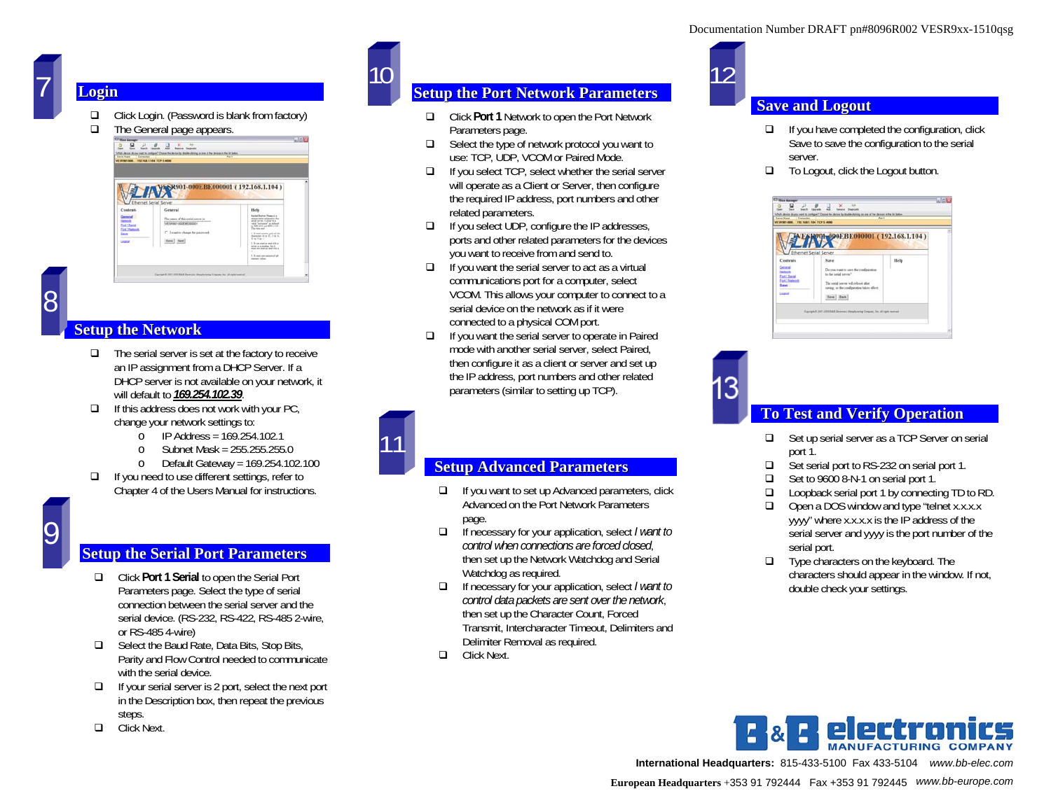## 7 Login

- Click Login. (Password is blank from factory)
- The General page appears.

## 8 Setup the Network

- The serial server is set at the factory to receive an IP assignment from a DHCP Server. If a DHCP server is not available on your network, it will default to ***169.254.102.39***.
- If this address does not work with your PC, change your network settings to:
  - IP Address = 169.254.102.1
  - Subnet Mask = 255.255.255.0
  - Default Gateway = 169.254.102.100
- If you need to use different settings, refer to Chapter 4 of the Users Manual for instructions.

## 9 Setup the Serial Port Parameters

- Click **Port 1 Serial** to open the Serial Port Parameters page. Select the type of serial connection between the serial server and the serial device. (RS-232, RS-422, RS-485 2-wire, or RS-485 4-wire)
- Select the Baud Rate, Data Bits, Stop Bits, Parity and Flow Control needed to communicate with the serial device.
- If your serial server is 2 port, select the next port in the Description box, then repeat the previous steps.
- Click Next.

## 10 Setup the Port Network Parameters

- Click **Port 1** Network to open the Port Network Parameters page.
- Select the type of network protocol you want to use: TCP, UDP, VCOM or Paired Mode.
- If you select TCP, select whether the serial server will operate as a Client or Server, then configure the required IP address, port numbers and other related parameters.
- If you select UDP, configure the IP addresses, ports and other related parameters for the devices you want to receive from and send to.
- If you want the serial server to act as a virtual communications port for a computer, select VCOM. This allows your computer to connect to a serial device on the network as if it were connected to a physical COM port.
- If you want the serial server to operate in Paired mode with another serial server, select Paired, then configure it as a client or server and set up the IP address, port numbers and other related parameters (similar to setting up TCP).

## 11 Setup Advanced Parameters

- If you want to set up Advanced parameters, click Advanced on the Port Network Parameters page.
- If necessary for your application, select *I want to control when connections are forced closed*, then set up the Network Watchdog and Serial Watchdog as required.
- If necessary for your application, select *I want to control data packets are sent over the network*, then set up the Character Count, Forced Transmit, Intercharacter Timeout, Delimiters and Delimiter Removal as required.
- Click Next.

## 12 Save and Logout

- If you have completed the configuration, click Save to save the configuration to the serial server.
- To Logout, click the Logout button.

## 13 To Test and Verify Operation

- Set up serial server as a TCP Server on serial port 1.
- Set serial port to RS-232 on serial port 1.
- Set to 9600 8-N-1 on serial port 1.
- Loopback serial port 1 by connecting TD to RD.
- Open a DOS window and type “telnet x.x.x.x yyyy” where x.x.x.x is the IP address of the serial server and yyyy is the port number of the serial port.
- Type characters on the keyboard. The characters should appear in the window. If not, double check your settings.

B&B electronics MANUFACTURING COMPANY

**International Headquarters:** 815-433-5100 Fax 433-5104 *www.bb-elec.com*

**European Headquarters** +353 91 792444 Fax +353 91 792445 *www.bb-europe.com*